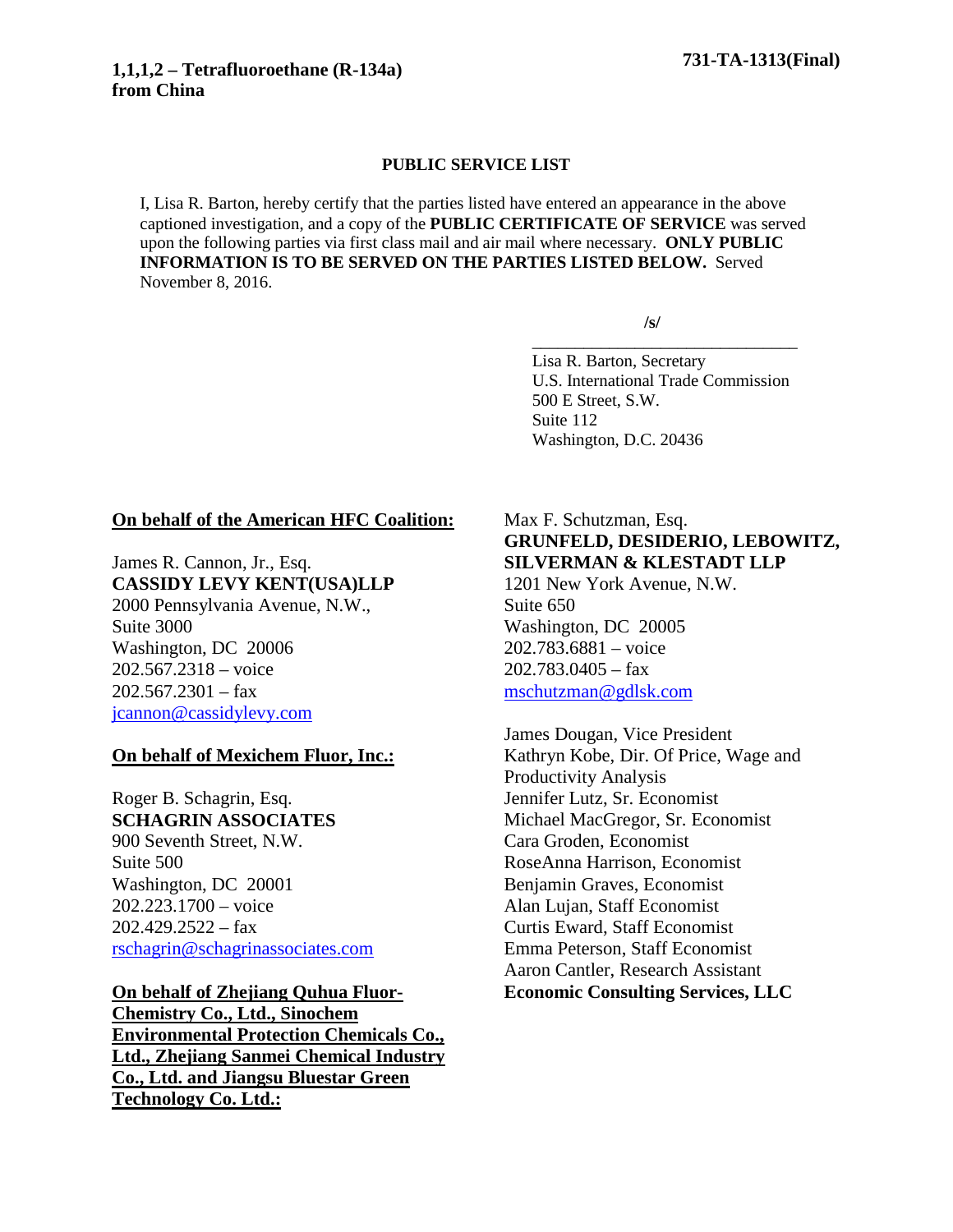**1,1,1,2 – Tetrafluoroethane (R-134a) from China**

**731-TA-1313(Final)**

**PUBLIC SERVICE LIST**

I, Lisa R. Barton, hereby certify that the parties listed have entered an appearance in the above captioned investigation, and a copy of the **PUBLIC CERTIFICATE OF SERVICE** was served upon the following parties via first class mail and air mail where necessary. **ONLY PUBLIC INFORMATION IS TO BE SERVED ON THE PARTIES LISTED BELOW.** Served November 8, 2016.

/s/

Lisa R. Barton, Secretary
U.S. International Trade Commission
500 E Street, S.W.
Suite 112
Washington, D.C. 20436

**On behalf of the American HFC Coalition:**

James R. Cannon, Jr., Esq.
**CASSIDY LEVY KENT(USA)LLP**
2000 Pennsylvania Avenue, N.W.,
Suite 3000
Washington, DC 20006
202.567.2318 – voice
202.567.2301 – fax
jcannon@cassidylevy.com

**On behalf of Mexichem Fluor, Inc.:**

Roger B. Schagrin, Esq.
**SCHAGRIN ASSOCIATES**
900 Seventh Street, N.W.
Suite 500
Washington, DC 20001
202.223.1700 – voice
202.429.2522 – fax
rschagrin@schagrinassociates.com

**On behalf of Zhejiang Quhua Fluor-Chemistry Co., Ltd., Sinochem Environmental Protection Chemicals Co., Ltd., Zhejiang Sanmei Chemical Industry Co., Ltd. and Jiangsu Bluestar Green Technology Co. Ltd.:**

Max F. Schutzman, Esq.
**GRUNFELD, DESIDERIO, LEBOWITZ, SILVERMAN & KLESTADT LLP**
1201 New York Avenue, N.W.
Suite 650
Washington, DC 20005
202.783.6881 – voice
202.783.0405 – fax
mschutzman@gdlsk.com

James Dougan, Vice President
Kathryn Kobe, Dir. Of Price, Wage and Productivity Analysis
Jennifer Lutz, Sr. Economist
Michael MacGregor, Sr. Economist
Cara Groden, Economist
RoseAnna Harrison, Economist
Benjamin Graves, Economist
Alan Lujan, Staff Economist
Curtis Eward, Staff Economist
Emma Peterson, Staff Economist
Aaron Cantler, Research Assistant
**Economic Consulting Services, LLC**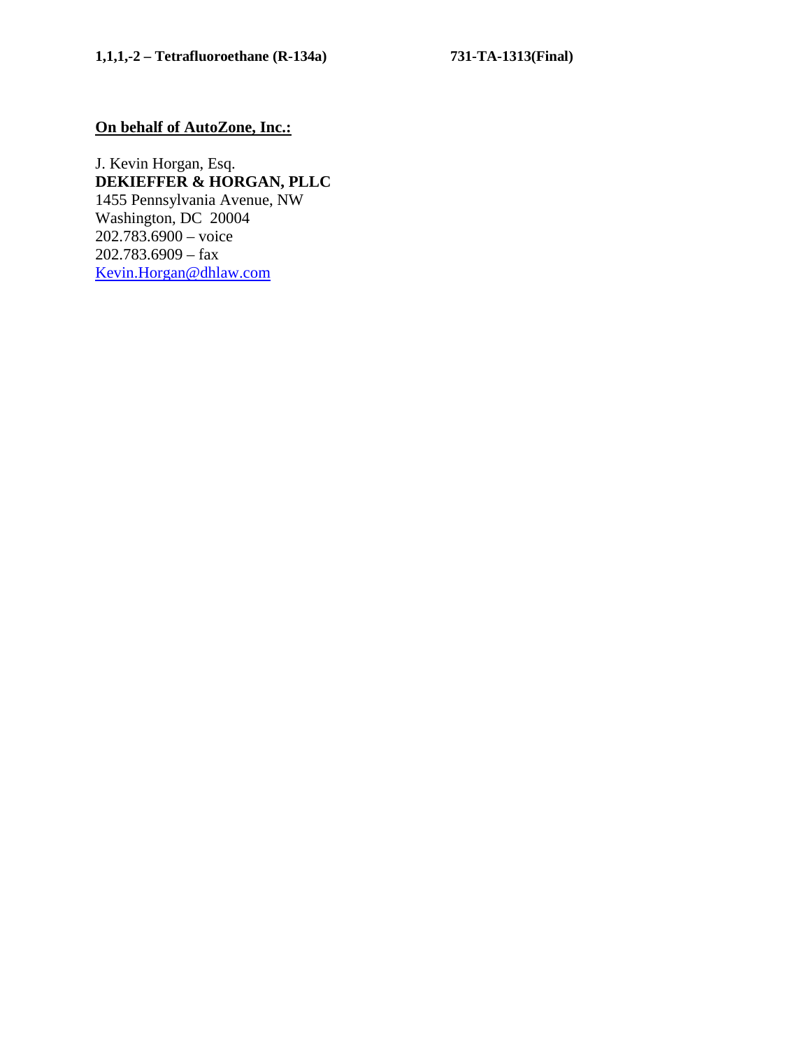**On behalf of AutoZone, Inc.:**

J. Kevin Horgan, Esq.
**DEKIEFFER & HORGAN, PLLC**
1455 Pennsylvania Avenue, NW
Washington, DC 20004
202.783.6900 – voice
202.783.6909 – fax
Kevin.Horgan@dhlaw.com